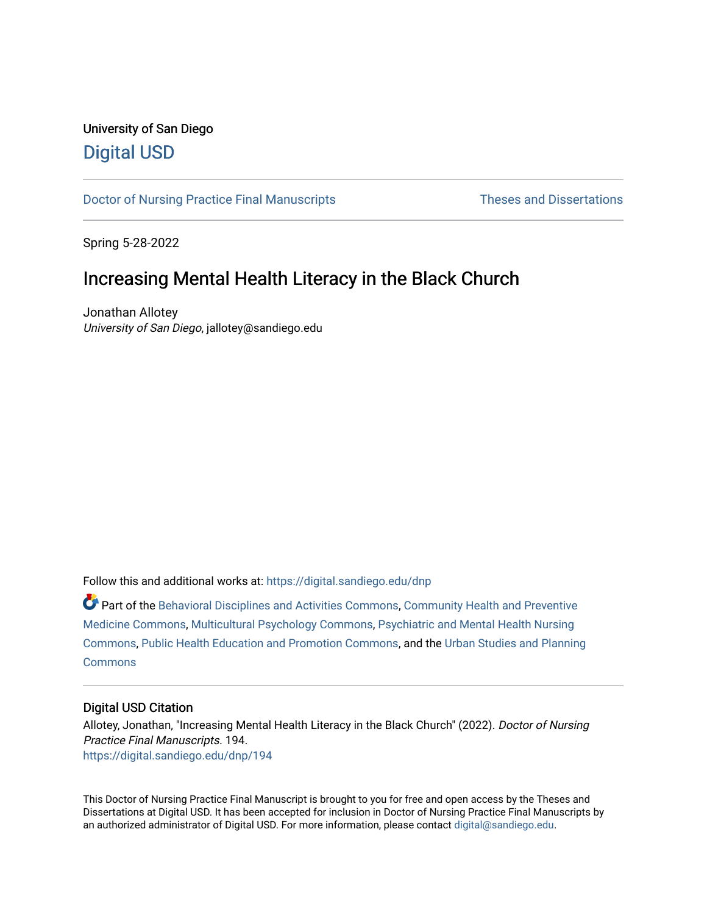University of San Diego

# Digital USD

Doctor of Nursing Practice Final Manuscripts | Theses and Dissertations

Spring 5-28-2022

## Increasing Mental Health Literacy in the Black Church

Jonathan Allotey
*University of San Diego*, jallotey@sandiego.edu

Follow this and additional works at: https://digital.sandiego.edu/dnp

Part of the Behavioral Disciplines and Activities Commons, Community Health and Preventive Medicine Commons, Multicultural Psychology Commons, Psychiatric and Mental Health Nursing Commons, Public Health Education and Promotion Commons, and the Urban Studies and Planning Commons

### Digital USD Citation

Allotey, Jonathan, "Increasing Mental Health Literacy in the Black Church" (2022). *Doctor of Nursing Practice Final Manuscripts*. 194.
https://digital.sandiego.edu/dnp/194

This Doctor of Nursing Practice Final Manuscript is brought to you for free and open access by the Theses and Dissertations at Digital USD. It has been accepted for inclusion in Doctor of Nursing Practice Final Manuscripts by an authorized administrator of Digital USD. For more information, please contact digital@sandiego.edu.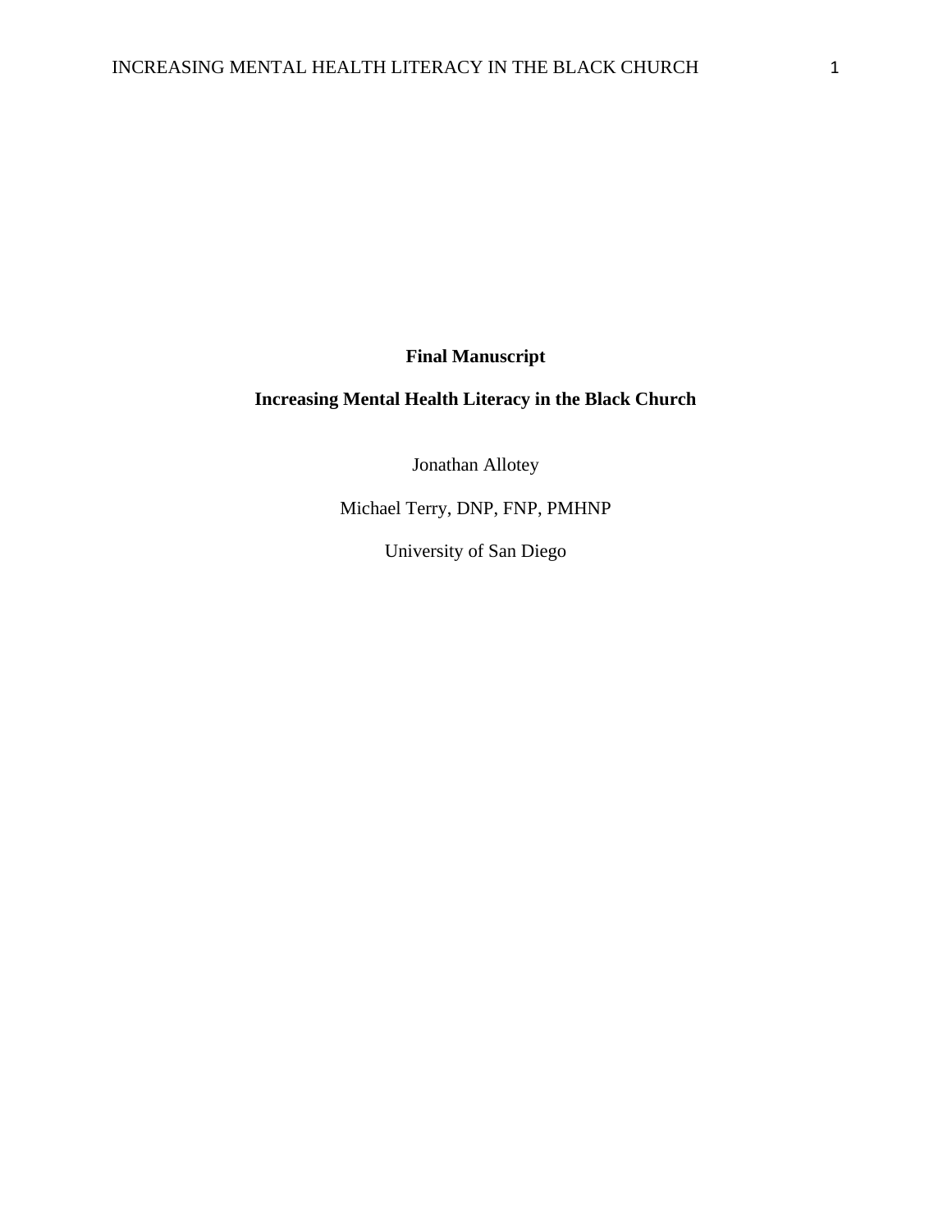**Final Manuscript**

**Increasing Mental Health Literacy in the Black Church**

Jonathan Allotey

Michael Terry, DNP, FNP, PMHNP

University of San Diego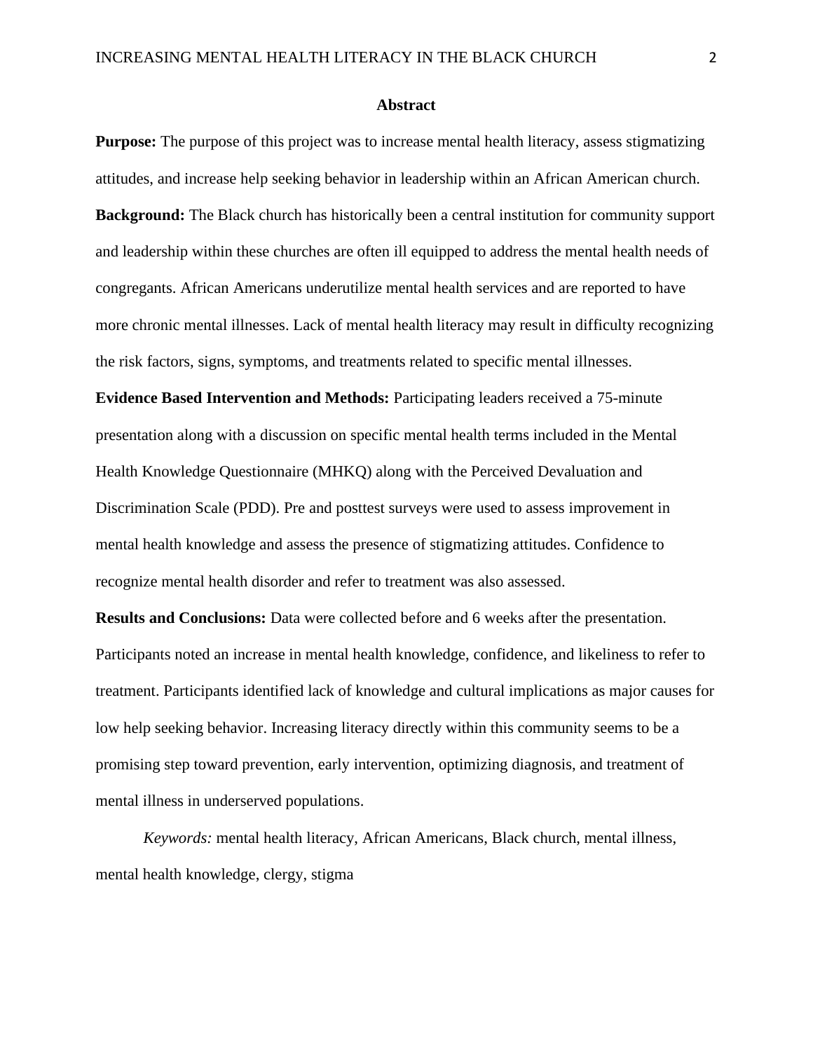## Abstract

**Purpose:** The purpose of this project was to increase mental health literacy, assess stigmatizing attitudes, and increase help seeking behavior in leadership within an African American church.

**Background:** The Black church has historically been a central institution for community support and leadership within these churches are often ill equipped to address the mental health needs of congregants. African Americans underutilize mental health services and are reported to have more chronic mental illnesses. Lack of mental health literacy may result in difficulty recognizing the risk factors, signs, symptoms, and treatments related to specific mental illnesses.

**Evidence Based Intervention and Methods:** Participating leaders received a 75-minute presentation along with a discussion on specific mental health terms included in the Mental Health Knowledge Questionnaire (MHKQ) along with the Perceived Devaluation and Discrimination Scale (PDD). Pre and posttest surveys were used to assess improvement in mental health knowledge and assess the presence of stigmatizing attitudes. Confidence to recognize mental health disorder and refer to treatment was also assessed.

**Results and Conclusions:** Data were collected before and 6 weeks after the presentation. Participants noted an increase in mental health knowledge, confidence, and likeliness to refer to treatment. Participants identified lack of knowledge and cultural implications as major causes for low help seeking behavior. Increasing literacy directly within this community seems to be a promising step toward prevention, early intervention, optimizing diagnosis, and treatment of mental illness in underserved populations.

*Keywords:* mental health literacy, African Americans, Black church, mental illness, mental health knowledge, clergy, stigma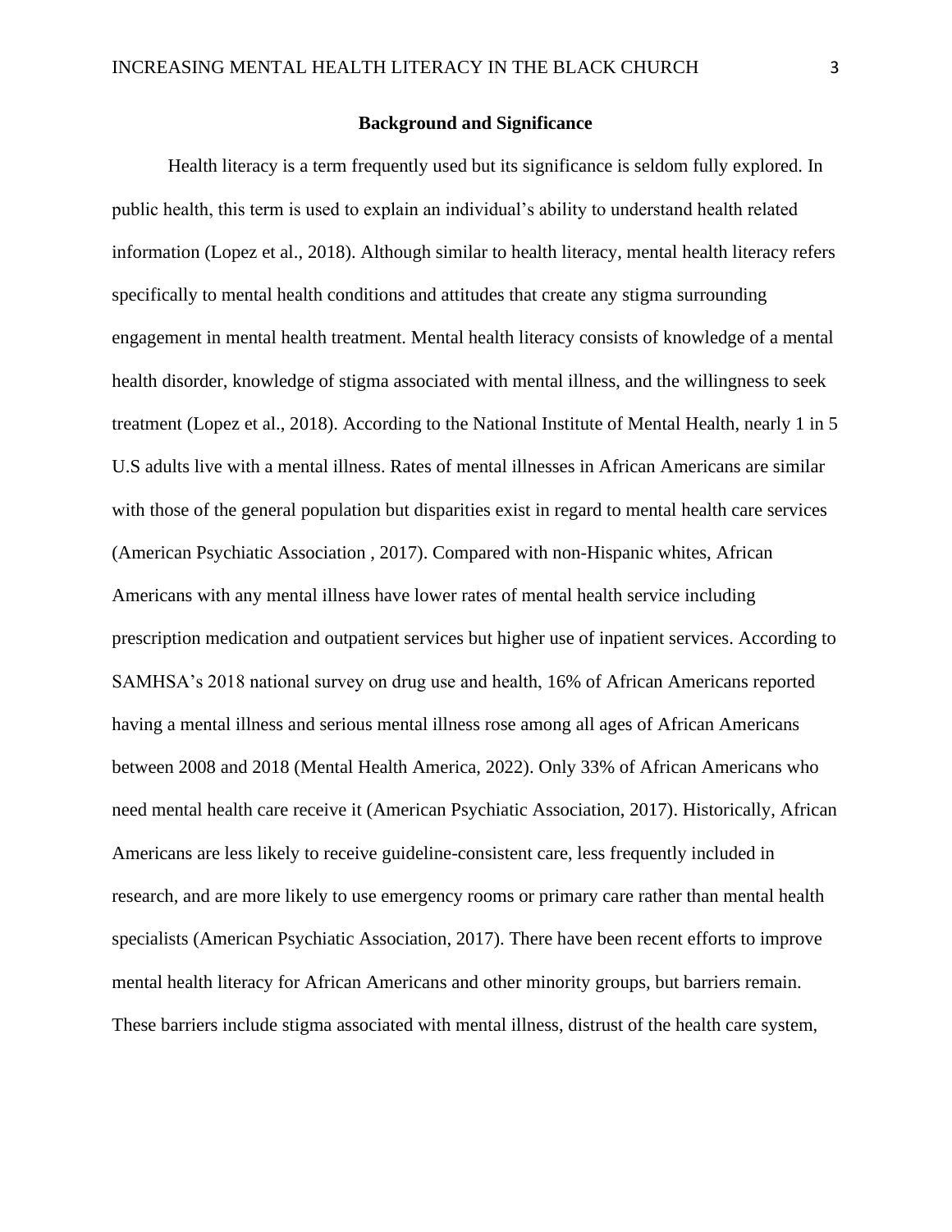## Background and Significance

Health literacy is a term frequently used but its significance is seldom fully explored. In public health, this term is used to explain an individual's ability to understand health related information (Lopez et al., 2018). Although similar to health literacy, mental health literacy refers specifically to mental health conditions and attitudes that create any stigma surrounding engagement in mental health treatment. Mental health literacy consists of knowledge of a mental health disorder, knowledge of stigma associated with mental illness, and the willingness to seek treatment (Lopez et al., 2018). According to the National Institute of Mental Health, nearly 1 in 5 U.S adults live with a mental illness. Rates of mental illnesses in African Americans are similar with those of the general population but disparities exist in regard to mental health care services (American Psychiatric Association , 2017). Compared with non-Hispanic whites, African Americans with any mental illness have lower rates of mental health service including prescription medication and outpatient services but higher use of inpatient services. According to SAMHSA's 2018 national survey on drug use and health, 16% of African Americans reported having a mental illness and serious mental illness rose among all ages of African Americans between 2008 and 2018 (Mental Health America, 2022). Only 33% of African Americans who need mental health care receive it (American Psychiatric Association, 2017). Historically, African Americans are less likely to receive guideline-consistent care, less frequently included in research, and are more likely to use emergency rooms or primary care rather than mental health specialists (American Psychiatric Association, 2017). There have been recent efforts to improve mental health literacy for African Americans and other minority groups, but barriers remain. These barriers include stigma associated with mental illness, distrust of the health care system,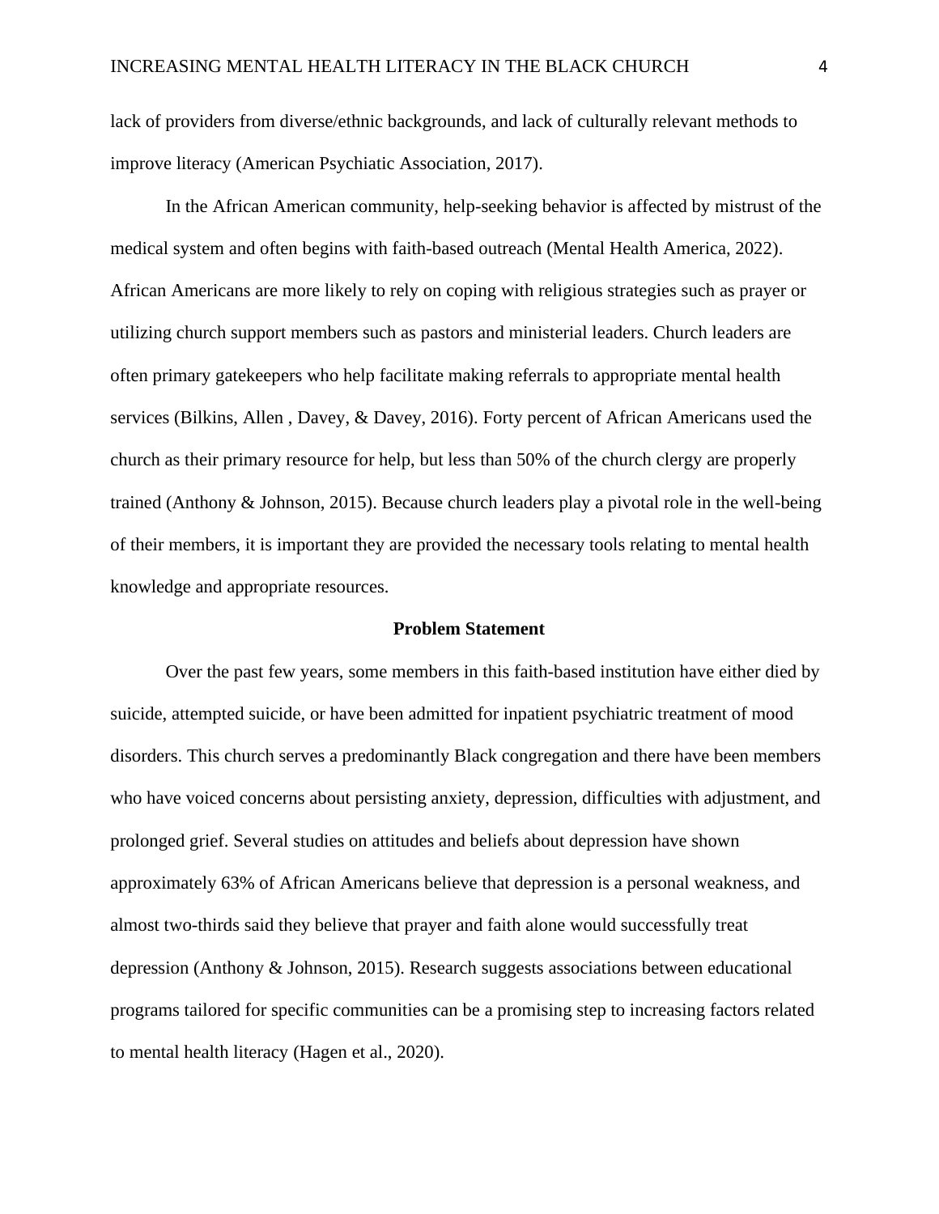lack of providers from diverse/ethnic backgrounds, and lack of culturally relevant methods to improve literacy (American Psychiatic Association, 2017).

In the African American community, help-seeking behavior is affected by mistrust of the medical system and often begins with faith-based outreach (Mental Health America, 2022). African Americans are more likely to rely on coping with religious strategies such as prayer or utilizing church support members such as pastors and ministerial leaders. Church leaders are often primary gatekeepers who help facilitate making referrals to appropriate mental health services (Bilkins, Allen , Davey, & Davey, 2016). Forty percent of African Americans used the church as their primary resource for help, but less than 50% of the church clergy are properly trained (Anthony & Johnson, 2015). Because church leaders play a pivotal role in the well-being of their members, it is important they are provided the necessary tools relating to mental health knowledge and appropriate resources.

## Problem Statement

Over the past few years, some members in this faith-based institution have either died by suicide, attempted suicide, or have been admitted for inpatient psychiatric treatment of mood disorders. This church serves a predominantly Black congregation and there have been members who have voiced concerns about persisting anxiety, depression, difficulties with adjustment, and prolonged grief. Several studies on attitudes and beliefs about depression have shown approximately 63% of African Americans believe that depression is a personal weakness, and almost two-thirds said they believe that prayer and faith alone would successfully treat depression (Anthony & Johnson, 2015). Research suggests associations between educational programs tailored for specific communities can be a promising step to increasing factors related to mental health literacy (Hagen et al., 2020).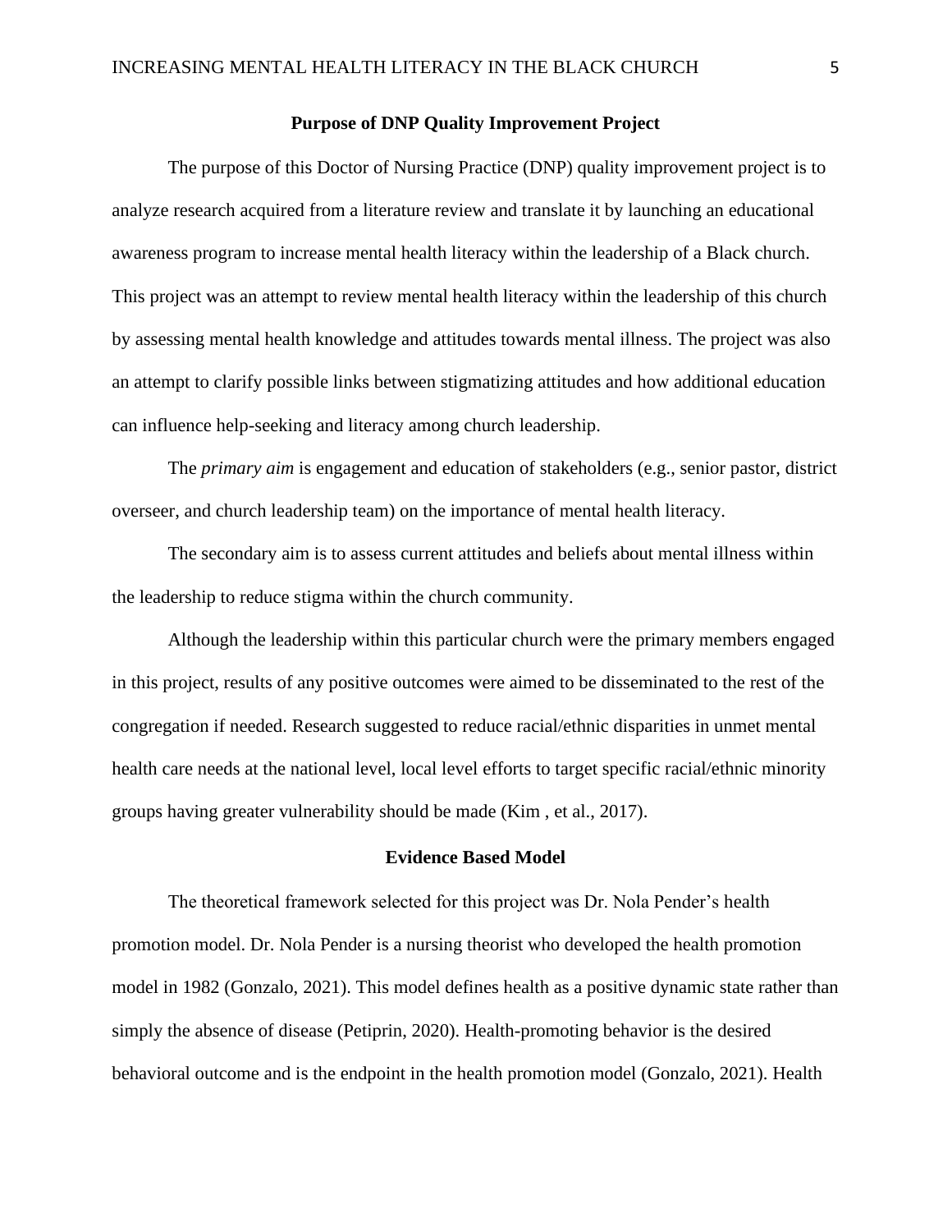## Purpose of DNP Quality Improvement Project

The purpose of this Doctor of Nursing Practice (DNP) quality improvement project is to analyze research acquired from a literature review and translate it by launching an educational awareness program to increase mental health literacy within the leadership of a Black church. This project was an attempt to review mental health literacy within the leadership of this church by assessing mental health knowledge and attitudes towards mental illness. The project was also an attempt to clarify possible links between stigmatizing attitudes and how additional education can influence help-seeking and literacy among church leadership.

The *primary aim* is engagement and education of stakeholders (e.g., senior pastor, district overseer, and church leadership team) on the importance of mental health literacy.

The secondary aim is to assess current attitudes and beliefs about mental illness within the leadership to reduce stigma within the church community.

Although the leadership within this particular church were the primary members engaged in this project, results of any positive outcomes were aimed to be disseminated to the rest of the congregation if needed. Research suggested to reduce racial/ethnic disparities in unmet mental health care needs at the national level, local level efforts to target specific racial/ethnic minority groups having greater vulnerability should be made (Kim , et al., 2017).

## Evidence Based Model

The theoretical framework selected for this project was Dr. Nola Pender's health promotion model. Dr. Nola Pender is a nursing theorist who developed the health promotion model in 1982 (Gonzalo, 2021). This model defines health as a positive dynamic state rather than simply the absence of disease (Petiprin, 2020). Health-promoting behavior is the desired behavioral outcome and is the endpoint in the health promotion model (Gonzalo, 2021). Health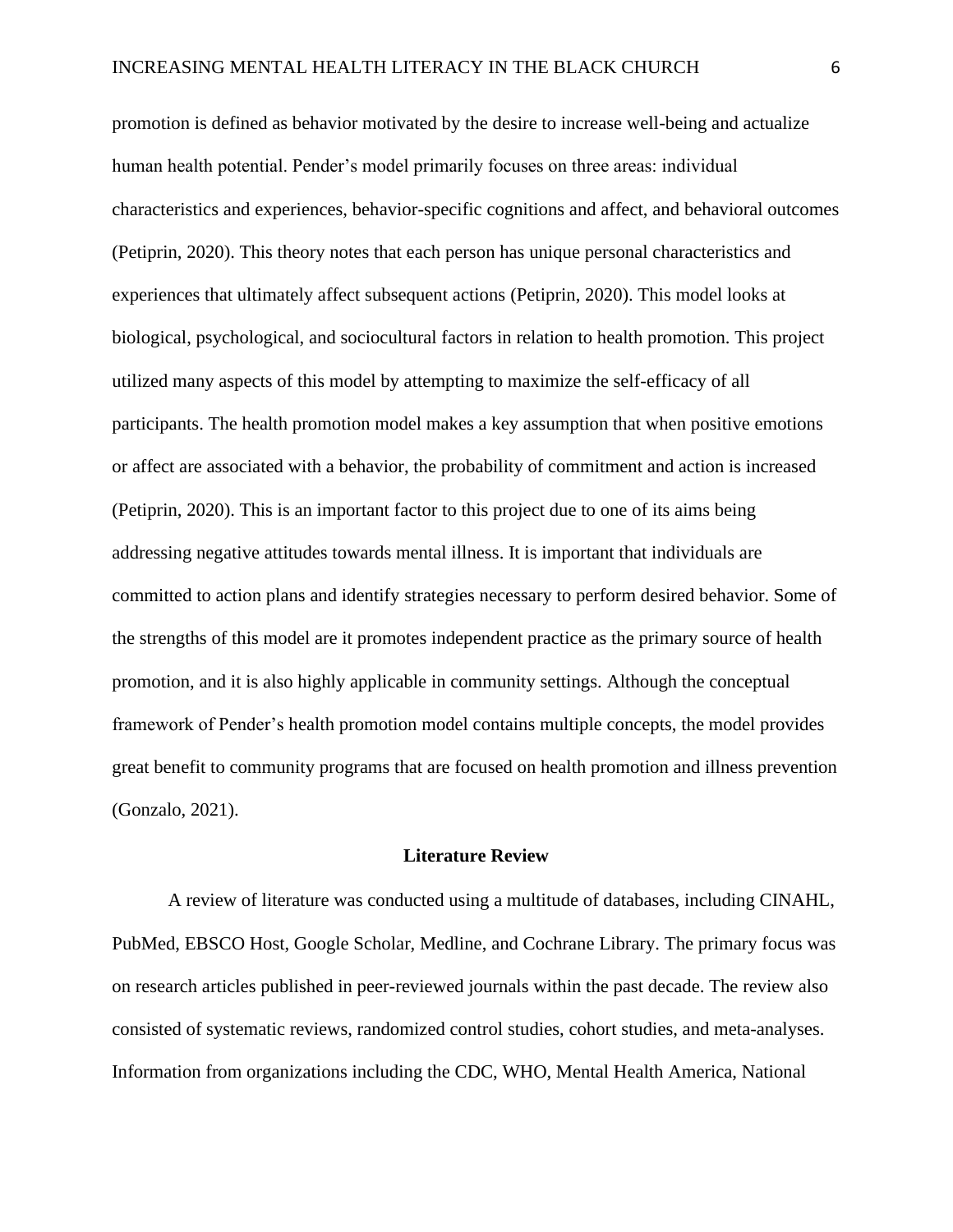promotion is defined as behavior motivated by the desire to increase well-being and actualize human health potential. Pender's model primarily focuses on three areas: individual characteristics and experiences, behavior-specific cognitions and affect, and behavioral outcomes (Petiprin, 2020). This theory notes that each person has unique personal characteristics and experiences that ultimately affect subsequent actions (Petiprin, 2020). This model looks at biological, psychological, and sociocultural factors in relation to health promotion. This project utilized many aspects of this model by attempting to maximize the self-efficacy of all participants. The health promotion model makes a key assumption that when positive emotions or affect are associated with a behavior, the probability of commitment and action is increased (Petiprin, 2020). This is an important factor to this project due to one of its aims being addressing negative attitudes towards mental illness. It is important that individuals are committed to action plans and identify strategies necessary to perform desired behavior. Some of the strengths of this model are it promotes independent practice as the primary source of health promotion, and it is also highly applicable in community settings. Although the conceptual framework of Pender's health promotion model contains multiple concepts, the model provides great benefit to community programs that are focused on health promotion and illness prevention (Gonzalo, 2021).

## Literature Review

A review of literature was conducted using a multitude of databases, including CINAHL, PubMed, EBSCO Host, Google Scholar, Medline, and Cochrane Library. The primary focus was on research articles published in peer-reviewed journals within the past decade. The review also consisted of systematic reviews, randomized control studies, cohort studies, and meta-analyses. Information from organizations including the CDC, WHO, Mental Health America, National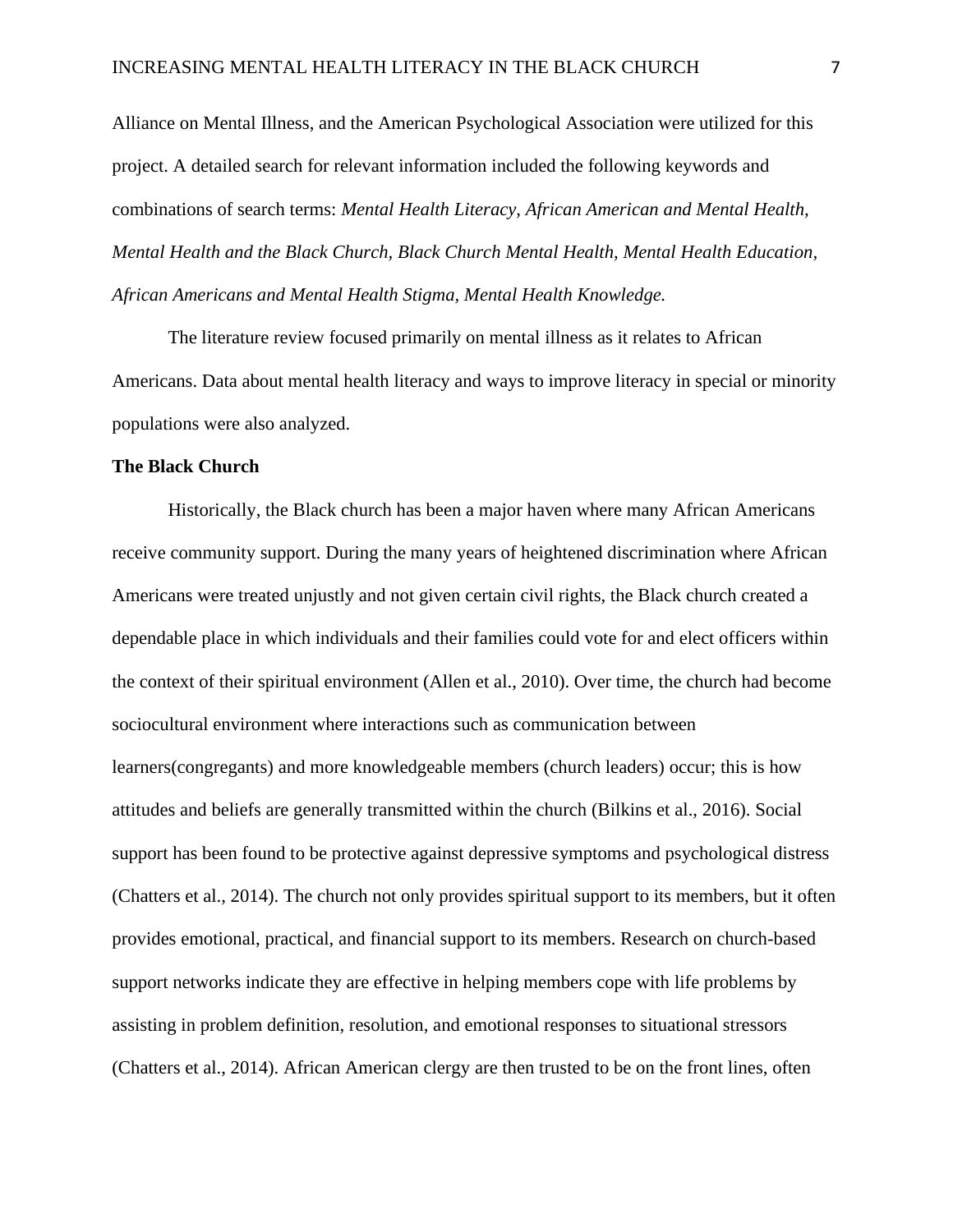Alliance on Mental Illness, and the American Psychological Association were utilized for this project. A detailed search for relevant information included the following keywords and combinations of search terms: *Mental Health Literacy, African American and Mental Health, Mental Health and the Black Church, Black Church Mental Health, Mental Health Education, African Americans and Mental Health Stigma, Mental Health Knowledge.*

The literature review focused primarily on mental illness as it relates to African Americans. Data about mental health literacy and ways to improve literacy in special or minority populations were also analyzed.

**The Black Church**

Historically, the Black church has been a major haven where many African Americans receive community support. During the many years of heightened discrimination where African Americans were treated unjustly and not given certain civil rights, the Black church created a dependable place in which individuals and their families could vote for and elect officers within the context of their spiritual environment (Allen et al., 2010). Over time, the church had become sociocultural environment where interactions such as communication between learners(congregants) and more knowledgeable members (church leaders) occur; this is how attitudes and beliefs are generally transmitted within the church (Bilkins et al., 2016). Social support has been found to be protective against depressive symptoms and psychological distress (Chatters et al., 2014). The church not only provides spiritual support to its members, but it often provides emotional, practical, and financial support to its members. Research on church-based support networks indicate they are effective in helping members cope with life problems by assisting in problem definition, resolution, and emotional responses to situational stressors (Chatters et al., 2014). African American clergy are then trusted to be on the front lines, often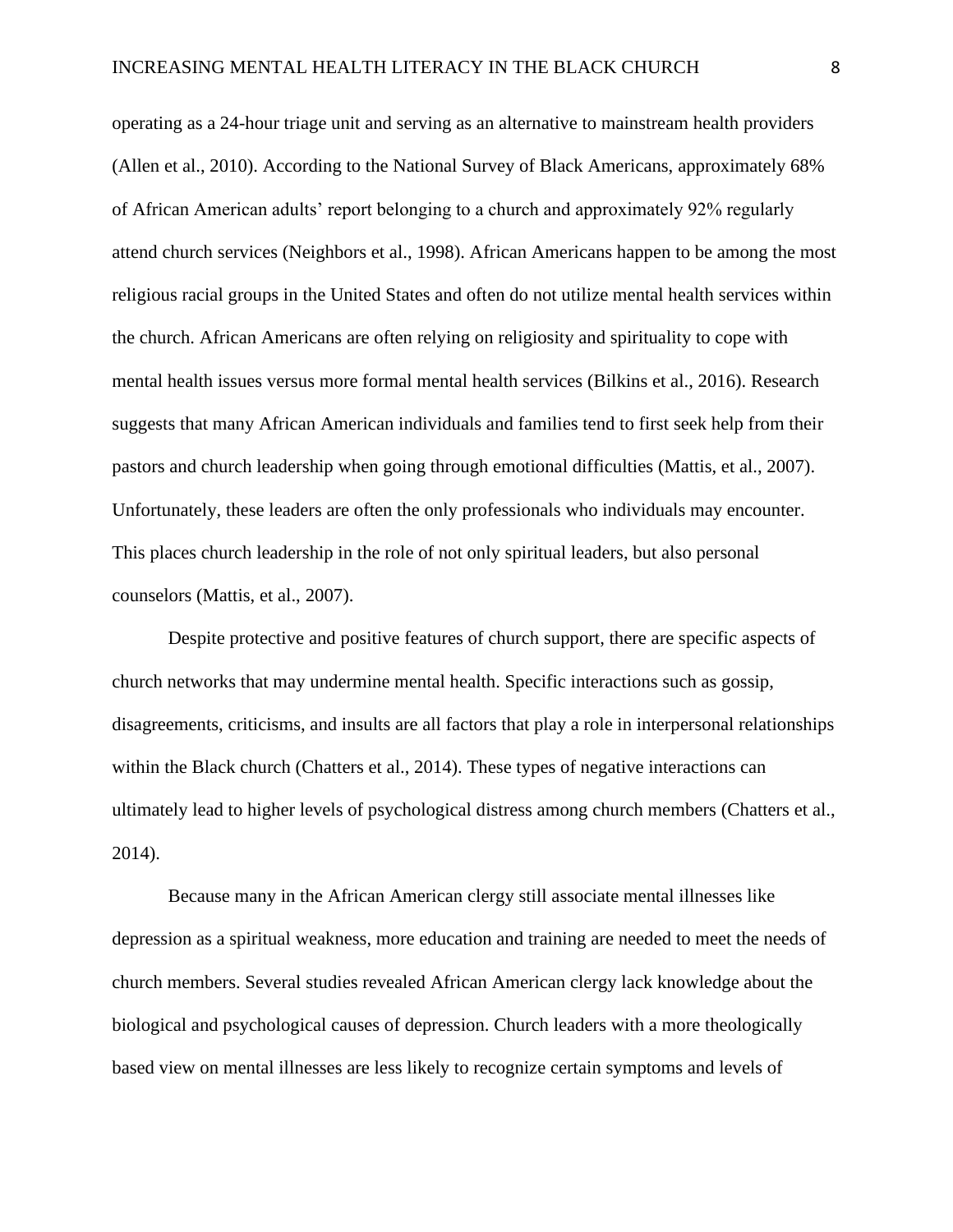operating as a 24-hour triage unit and serving as an alternative to mainstream health providers (Allen et al., 2010). According to the National Survey of Black Americans, approximately 68% of African American adults' report belonging to a church and approximately 92% regularly attend church services (Neighbors et al., 1998). African Americans happen to be among the most religious racial groups in the United States and often do not utilize mental health services within the church. African Americans are often relying on religiosity and spirituality to cope with mental health issues versus more formal mental health services (Bilkins et al., 2016). Research suggests that many African American individuals and families tend to first seek help from their pastors and church leadership when going through emotional difficulties (Mattis, et al., 2007). Unfortunately, these leaders are often the only professionals who individuals may encounter. This places church leadership in the role of not only spiritual leaders, but also personal counselors (Mattis, et al., 2007).

Despite protective and positive features of church support, there are specific aspects of church networks that may undermine mental health. Specific interactions such as gossip, disagreements, criticisms, and insults are all factors that play a role in interpersonal relationships within the Black church (Chatters et al., 2014). These types of negative interactions can ultimately lead to higher levels of psychological distress among church members (Chatters et al., 2014).

Because many in the African American clergy still associate mental illnesses like depression as a spiritual weakness, more education and training are needed to meet the needs of church members. Several studies revealed African American clergy lack knowledge about the biological and psychological causes of depression. Church leaders with a more theologically based view on mental illnesses are less likely to recognize certain symptoms and levels of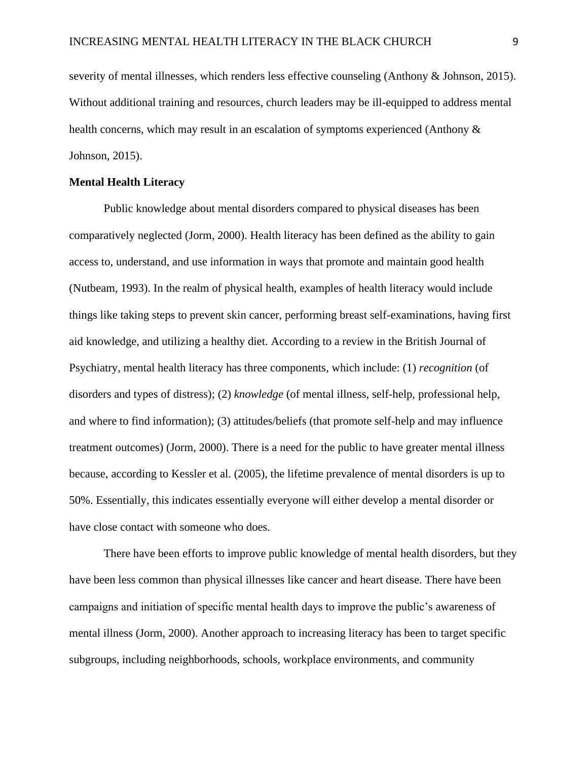severity of mental illnesses, which renders less effective counseling (Anthony & Johnson, 2015). Without additional training and resources, church leaders may be ill-equipped to address mental health concerns, which may result in an escalation of symptoms experienced (Anthony & Johnson, 2015).

**Mental Health Literacy**

Public knowledge about mental disorders compared to physical diseases has been comparatively neglected (Jorm, 2000). Health literacy has been defined as the ability to gain access to, understand, and use information in ways that promote and maintain good health (Nutbeam, 1993). In the realm of physical health, examples of health literacy would include things like taking steps to prevent skin cancer, performing breast self-examinations, having first aid knowledge, and utilizing a healthy diet. According to a review in the British Journal of Psychiatry, mental health literacy has three components, which include: (1) *recognition* (of disorders and types of distress); (2) *knowledge* (of mental illness, self-help, professional help, and where to find information); (3) attitudes/beliefs (that promote self-help and may influence treatment outcomes) (Jorm, 2000). There is a need for the public to have greater mental illness because, according to Kessler et al. (2005), the lifetime prevalence of mental disorders is up to 50%. Essentially, this indicates essentially everyone will either develop a mental disorder or have close contact with someone who does.

There have been efforts to improve public knowledge of mental health disorders, but they have been less common than physical illnesses like cancer and heart disease. There have been campaigns and initiation of specific mental health days to improve the public's awareness of mental illness (Jorm, 2000). Another approach to increasing literacy has been to target specific subgroups, including neighborhoods, schools, workplace environments, and community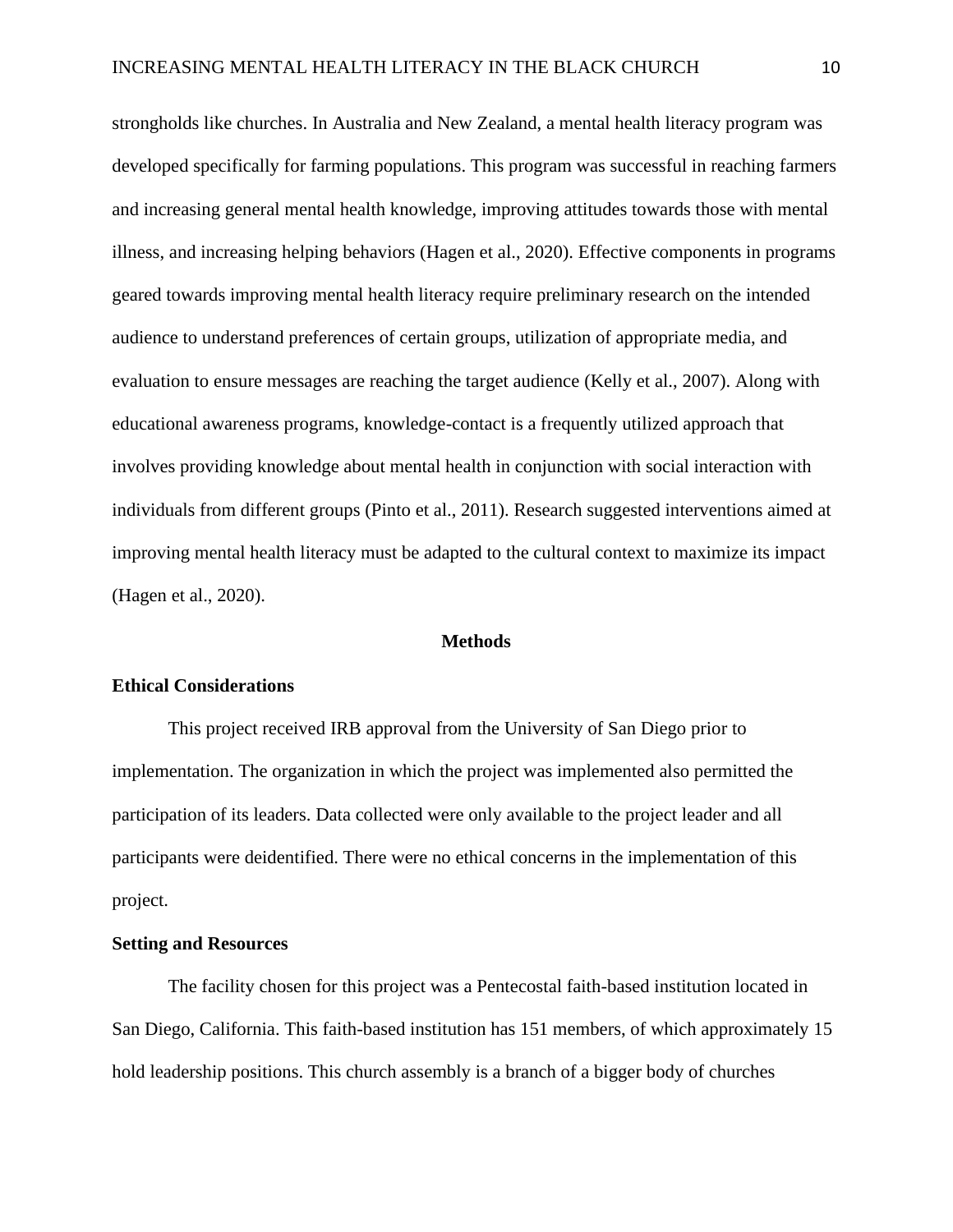strongholds like churches. In Australia and New Zealand, a mental health literacy program was developed specifically for farming populations. This program was successful in reaching farmers and increasing general mental health knowledge, improving attitudes towards those with mental illness, and increasing helping behaviors (Hagen et al., 2020). Effective components in programs geared towards improving mental health literacy require preliminary research on the intended audience to understand preferences of certain groups, utilization of appropriate media, and evaluation to ensure messages are reaching the target audience (Kelly et al., 2007). Along with educational awareness programs, knowledge-contact is a frequently utilized approach that involves providing knowledge about mental health in conjunction with social interaction with individuals from different groups (Pinto et al., 2011). Research suggested interventions aimed at improving mental health literacy must be adapted to the cultural context to maximize its impact (Hagen et al., 2020).

## Methods

### Ethical Considerations

This project received IRB approval from the University of San Diego prior to implementation. The organization in which the project was implemented also permitted the participation of its leaders. Data collected were only available to the project leader and all participants were deidentified. There were no ethical concerns in the implementation of this project.

### Setting and Resources

The facility chosen for this project was a Pentecostal faith-based institution located in San Diego, California. This faith-based institution has 151 members, of which approximately 15 hold leadership positions. This church assembly is a branch of a bigger body of churches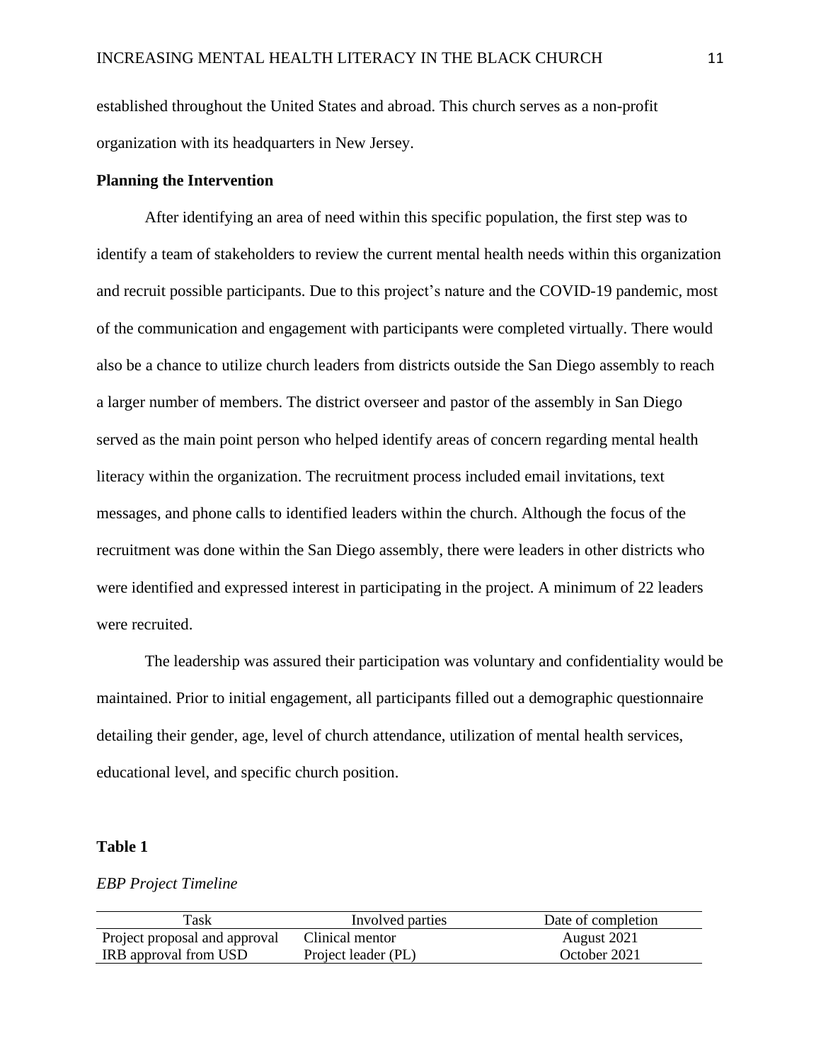established throughout the United States and abroad. This church serves as a non-profit organization with its headquarters in New Jersey.

**Planning the Intervention**

After identifying an area of need within this specific population, the first step was to identify a team of stakeholders to review the current mental health needs within this organization and recruit possible participants. Due to this project's nature and the COVID-19 pandemic, most of the communication and engagement with participants were completed virtually. There would also be a chance to utilize church leaders from districts outside the San Diego assembly to reach a larger number of members. The district overseer and pastor of the assembly in San Diego served as the main point person who helped identify areas of concern regarding mental health literacy within the organization. The recruitment process included email invitations, text messages, and phone calls to identified leaders within the church. Although the focus of the recruitment was done within the San Diego assembly, there were leaders in other districts who were identified and expressed interest in participating in the project. A minimum of 22 leaders were recruited.

The leadership was assured their participation was voluntary and confidentiality would be maintained. Prior to initial engagement, all participants filled out a demographic questionnaire detailing their gender, age, level of church attendance, utilization of mental health services, educational level, and specific church position.

**Table 1**

*EBP Project Timeline*

| Task | Involved parties | Date of completion |
|---|---|---|
| Project proposal and approval | Clinical mentor | August 2021 |
| IRB approval from USD | Project leader (PL) | October 2021 |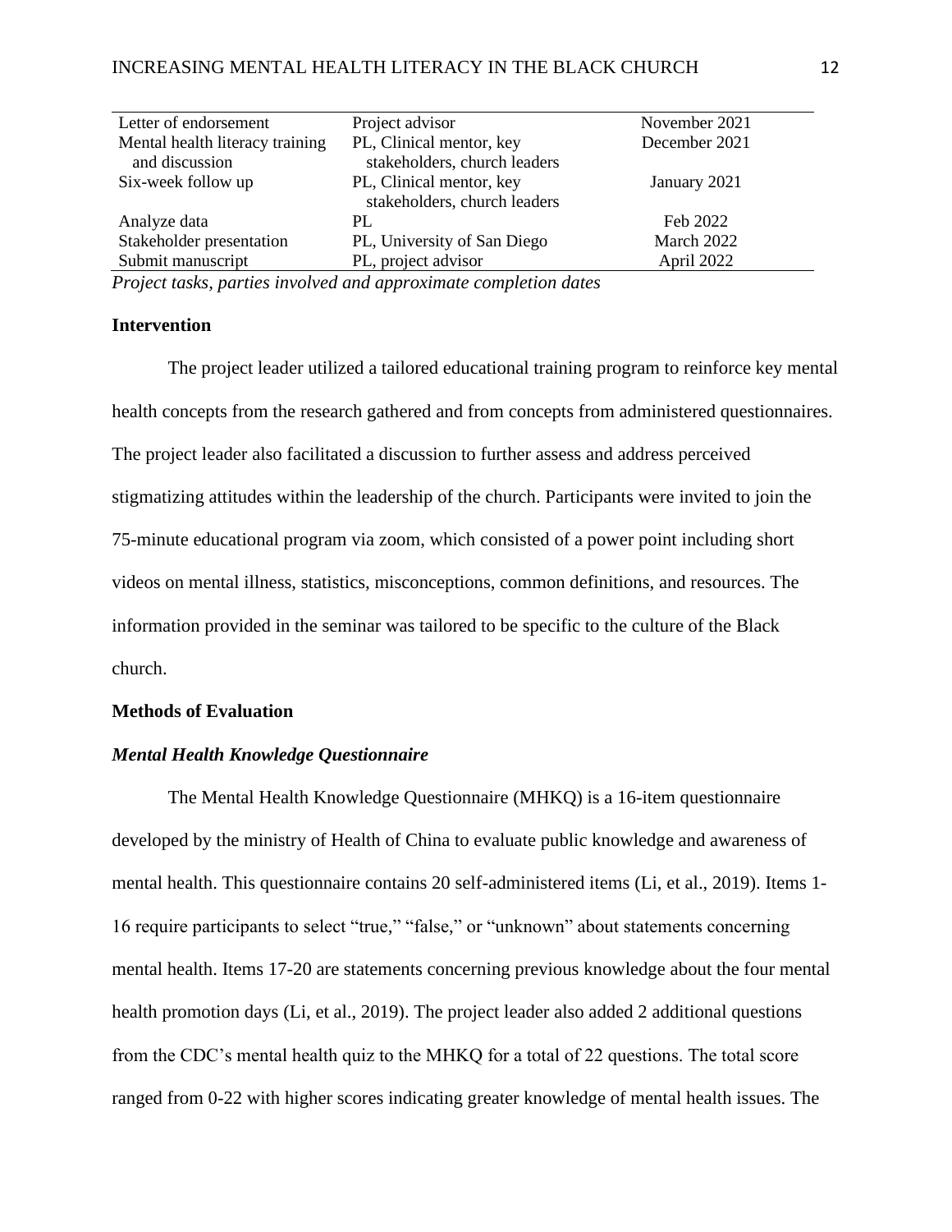| Letter of endorsement | Project advisor | November 2021 |
|---|---|---|
| Mental health literacy training and discussion | PL, Clinical mentor, key stakeholders, church leaders | December 2021 |
| Six-week follow up | PL, Clinical mentor, key stakeholders, church leaders | January 2021 |
| Analyze data | PL | Feb 2022 |
| Stakeholder presentation | PL, University of San Diego | March 2022 |
| Submit manuscript | PL, project advisor | April 2022 |

*Project tasks, parties involved and approximate completion dates*

### Intervention

The project leader utilized a tailored educational training program to reinforce key mental health concepts from the research gathered and from concepts from administered questionnaires. The project leader also facilitated a discussion to further assess and address perceived stigmatizing attitudes within the leadership of the church. Participants were invited to join the 75-minute educational program via zoom, which consisted of a power point including short videos on mental illness, statistics, misconceptions, common definitions, and resources. The information provided in the seminar was tailored to be specific to the culture of the Black church.

### Methods of Evaluation

#### *Mental Health Knowledge Questionnaire*

The Mental Health Knowledge Questionnaire (MHKQ) is a 16-item questionnaire developed by the ministry of Health of China to evaluate public knowledge and awareness of mental health. This questionnaire contains 20 self-administered items (Li, et al., 2019). Items 1-16 require participants to select "true," "false," or "unknown" about statements concerning mental health. Items 17-20 are statements concerning previous knowledge about the four mental health promotion days (Li, et al., 2019). The project leader also added 2 additional questions from the CDC's mental health quiz to the MHKQ for a total of 22 questions. The total score ranged from 0-22 with higher scores indicating greater knowledge of mental health issues. The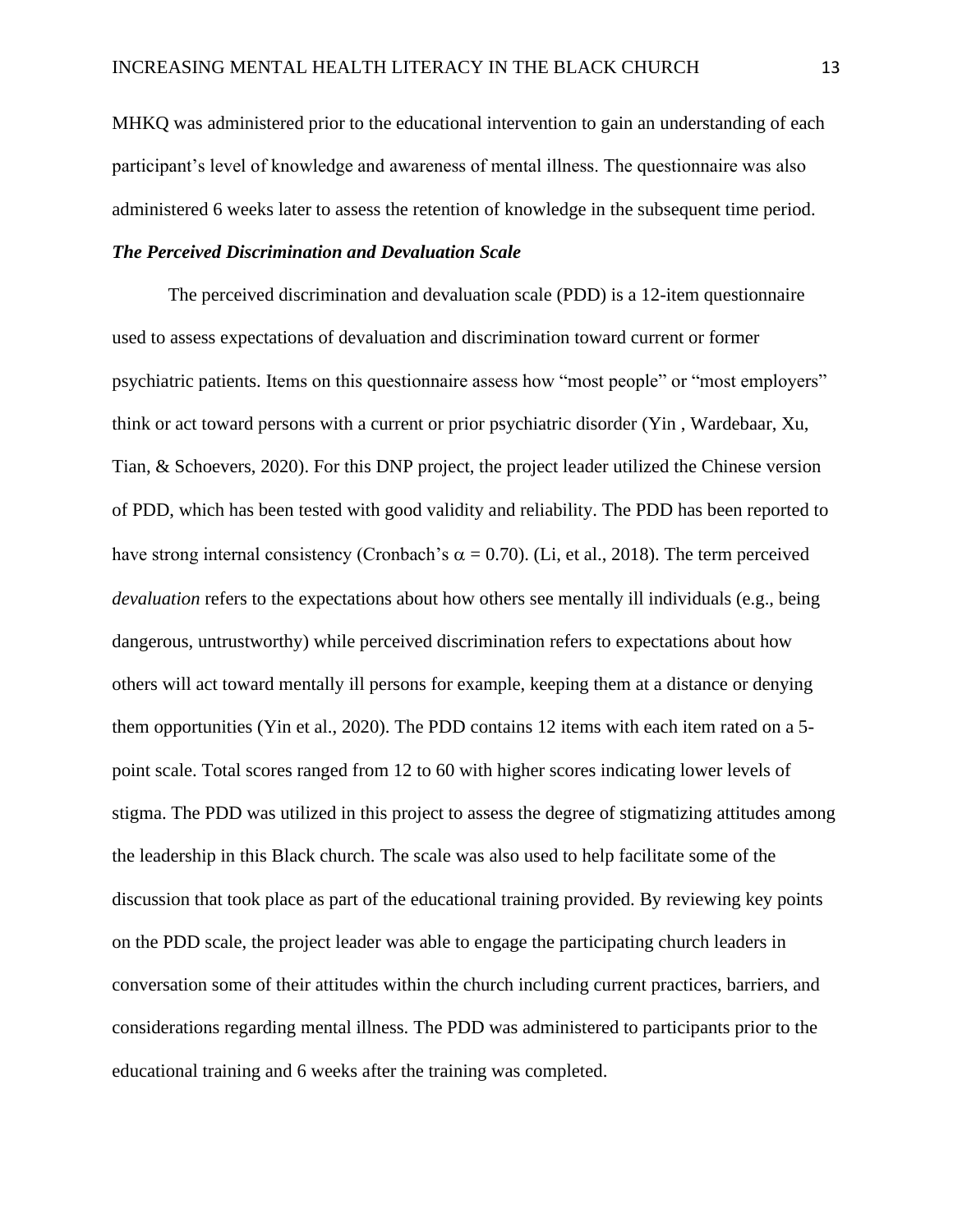MHKQ was administered prior to the educational intervention to gain an understanding of each participant's level of knowledge and awareness of mental illness. The questionnaire was also administered 6 weeks later to assess the retention of knowledge in the subsequent time period.

### *The Perceived Discrimination and Devaluation Scale*

The perceived discrimination and devaluation scale (PDD) is a 12-item questionnaire used to assess expectations of devaluation and discrimination toward current or former psychiatric patients. Items on this questionnaire assess how "most people" or "most employers" think or act toward persons with a current or prior psychiatric disorder (Yin , Wardebaar, Xu, Tian, & Schoevers, 2020). For this DNP project, the project leader utilized the Chinese version of PDD, which has been tested with good validity and reliability. The PDD has been reported to have strong internal consistency (Cronbach's $\alpha$ = 0.70). (Li, et al., 2018). The term perceived *devaluation* refers to the expectations about how others see mentally ill individuals (e.g., being dangerous, untrustworthy) while perceived discrimination refers to expectations about how others will act toward mentally ill persons for example, keeping them at a distance or denying them opportunities (Yin et al., 2020). The PDD contains 12 items with each item rated on a 5-point scale. Total scores ranged from 12 to 60 with higher scores indicating lower levels of stigma. The PDD was utilized in this project to assess the degree of stigmatizing attitudes among the leadership in this Black church. The scale was also used to help facilitate some of the discussion that took place as part of the educational training provided. By reviewing key points on the PDD scale, the project leader was able to engage the participating church leaders in conversation some of their attitudes within the church including current practices, barriers, and considerations regarding mental illness. The PDD was administered to participants prior to the educational training and 6 weeks after the training was completed.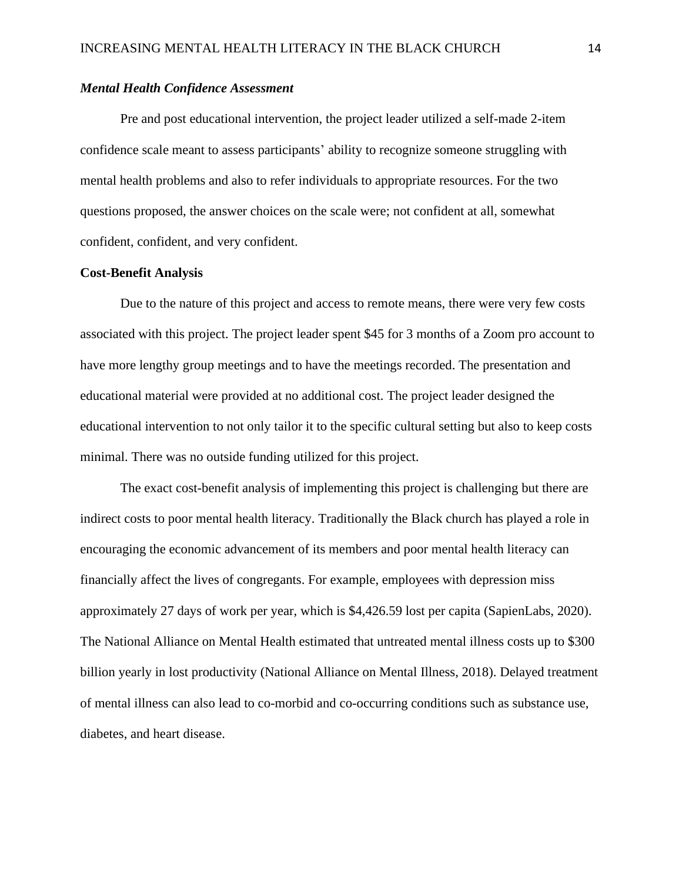### *Mental Health Confidence Assessment*

Pre and post educational intervention, the project leader utilized a self-made 2-item confidence scale meant to assess participants' ability to recognize someone struggling with mental health problems and also to refer individuals to appropriate resources. For the two questions proposed, the answer choices on the scale were; not confident at all, somewhat confident, confident, and very confident.

## Cost-Benefit Analysis

Due to the nature of this project and access to remote means, there were very few costs associated with this project. The project leader spent $45 for 3 months of a Zoom pro account to have more lengthy group meetings and to have the meetings recorded. The presentation and educational material were provided at no additional cost. The project leader designed the educational intervention to not only tailor it to the specific cultural setting but also to keep costs minimal. There was no outside funding utilized for this project.

The exact cost-benefit analysis of implementing this project is challenging but there are indirect costs to poor mental health literacy. Traditionally the Black church has played a role in encouraging the economic advancement of its members and poor mental health literacy can financially affect the lives of congregants. For example, employees with depression miss approximately 27 days of work per year, which is $4,426.59 lost per capita (SapienLabs, 2020). The National Alliance on Mental Health estimated that untreated mental illness costs up to $300 billion yearly in lost productivity (National Alliance on Mental Illness, 2018). Delayed treatment of mental illness can also lead to co-morbid and co-occurring conditions such as substance use, diabetes, and heart disease.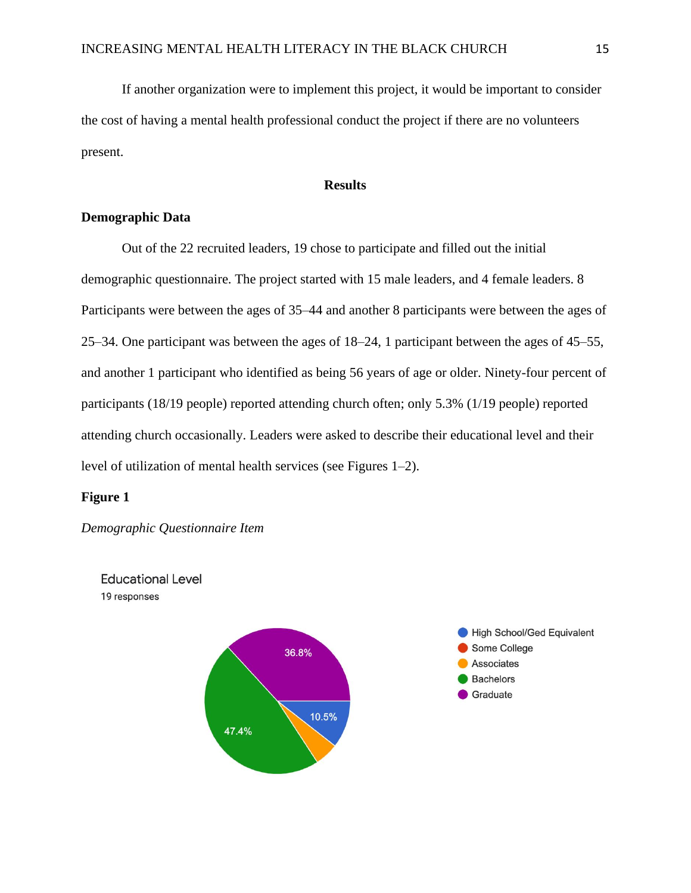If another organization were to implement this project, it would be important to consider the cost of having a mental health professional conduct the project if there are no volunteers present.

## Results

### Demographic Data

Out of the 22 recruited leaders, 19 chose to participate and filled out the initial demographic questionnaire. The project started with 15 male leaders, and 4 female leaders. 8 Participants were between the ages of 35–44 and another 8 participants were between the ages of 25–34. One participant was between the ages of 18–24, 1 participant between the ages of 45–55, and another 1 participant who identified as being 56 years of age or older. Ninety-four percent of participants (18/19 people) reported attending church often; only 5.3% (1/19 people) reported attending church occasionally. Leaders were asked to describe their educational level and their level of utilization of mental health services (see Figures 1–2).

**Figure 1**

*Demographic Questionnaire Item*

Educational Level
19 responses

- High School/Ged Equivalent: 10.5%
- Some College
- Associates
- Bachelors: 47.4%
- Graduate: 36.8%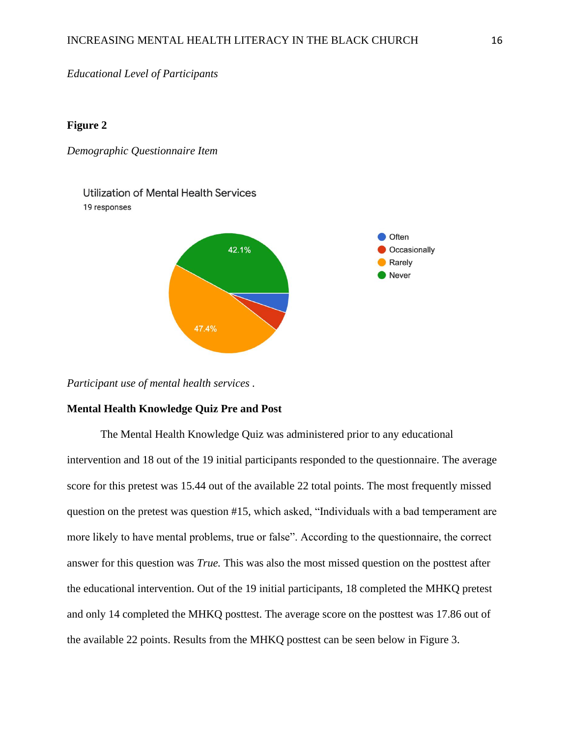*Educational Level of Participants*

**Figure 2**

*Demographic Questionnaire Item*

Utilization of Mental Health Services
19 responses

- Often
- Occasionally
- Rarely
- Never

42.1%

47.4%

*Participant use of mental health services .*

**Mental Health Knowledge Quiz Pre and Post**

The Mental Health Knowledge Quiz was administered prior to any educational intervention and 18 out of the 19 initial participants responded to the questionnaire. The average score for this pretest was 15.44 out of the available 22 total points. The most frequently missed question on the pretest was question #15, which asked, "Individuals with a bad temperament are more likely to have mental problems, true or false". According to the questionnaire, the correct answer for this question was *True.* This was also the most missed question on the posttest after the educational intervention. Out of the 19 initial participants, 18 completed the MHKQ pretest and only 14 completed the MHKQ posttest. The average score on the posttest was 17.86 out of the available 22 points. Results from the MHKQ posttest can be seen below in Figure 3.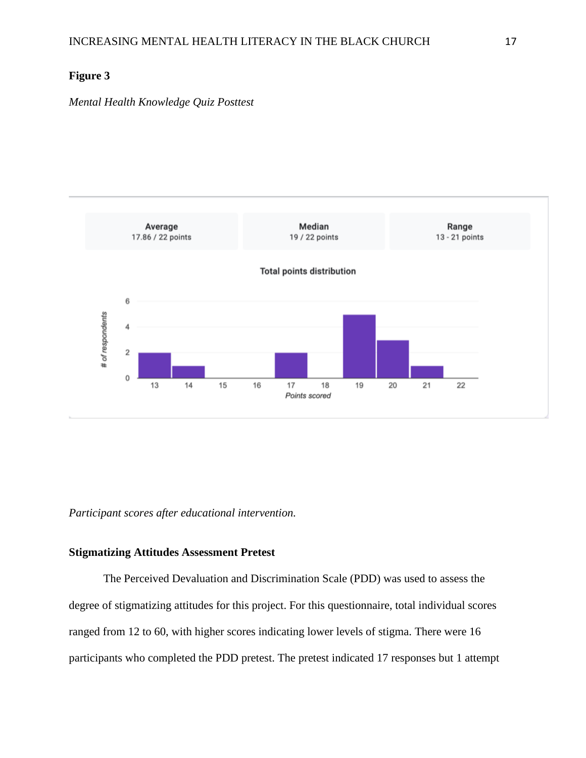**Figure 3**

*Mental Health Knowledge Quiz Posttest*

*Participant scores after educational intervention.*

**Stigmatizing Attitudes Assessment Pretest**

The Perceived Devaluation and Discrimination Scale (PDD) was used to assess the degree of stigmatizing attitudes for this project. For this questionnaire, total individual scores ranged from 12 to 60, with higher scores indicating lower levels of stigma. There were 16 participants who completed the PDD pretest. The pretest indicated 17 responses but 1 attempt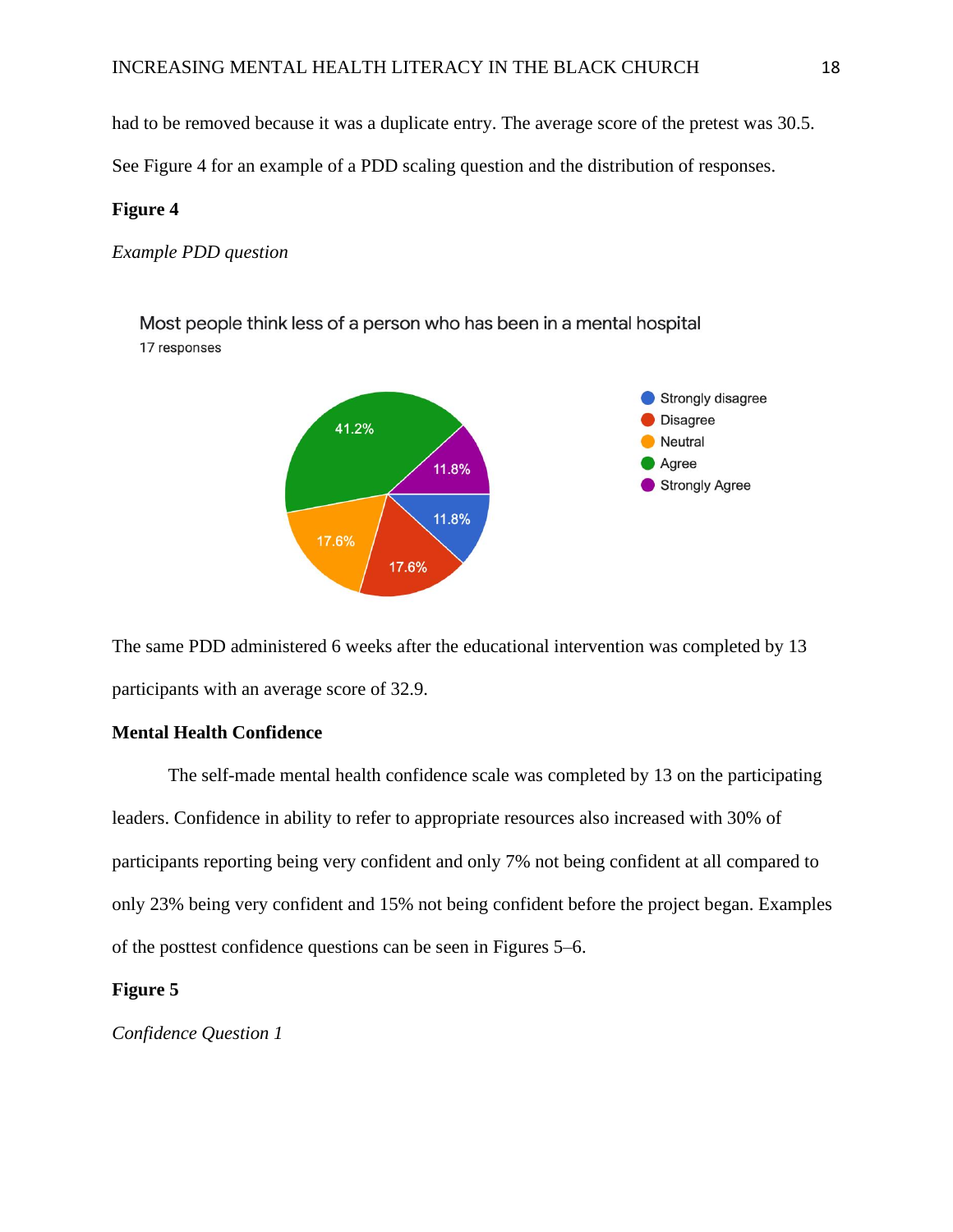had to be removed because it was a duplicate entry. The average score of the pretest was 30.5. See Figure 4 for an example of a PDD scaling question and the distribution of responses.

**Figure 4**

*Example PDD question*

Most people think less of a person who has been in a mental hospital
17 responses

| Response | Percentage |
|---|---|
| Strongly disagree | 11.8% |
| Disagree | 17.6% |
| Neutral | 17.6% |
| Agree | 41.2% |
| Strongly Agree | 11.8% |

The same PDD administered 6 weeks after the educational intervention was completed by 13 participants with an average score of 32.9.

**Mental Health Confidence**

The self-made mental health confidence scale was completed by 13 on the participating leaders. Confidence in ability to refer to appropriate resources also increased with 30% of participants reporting being very confident and only 7% not being confident at all compared to only 23% being very confident and 15% not being confident before the project began. Examples of the posttest confidence questions can be seen in Figures 5–6.

**Figure 5**

*Confidence Question 1*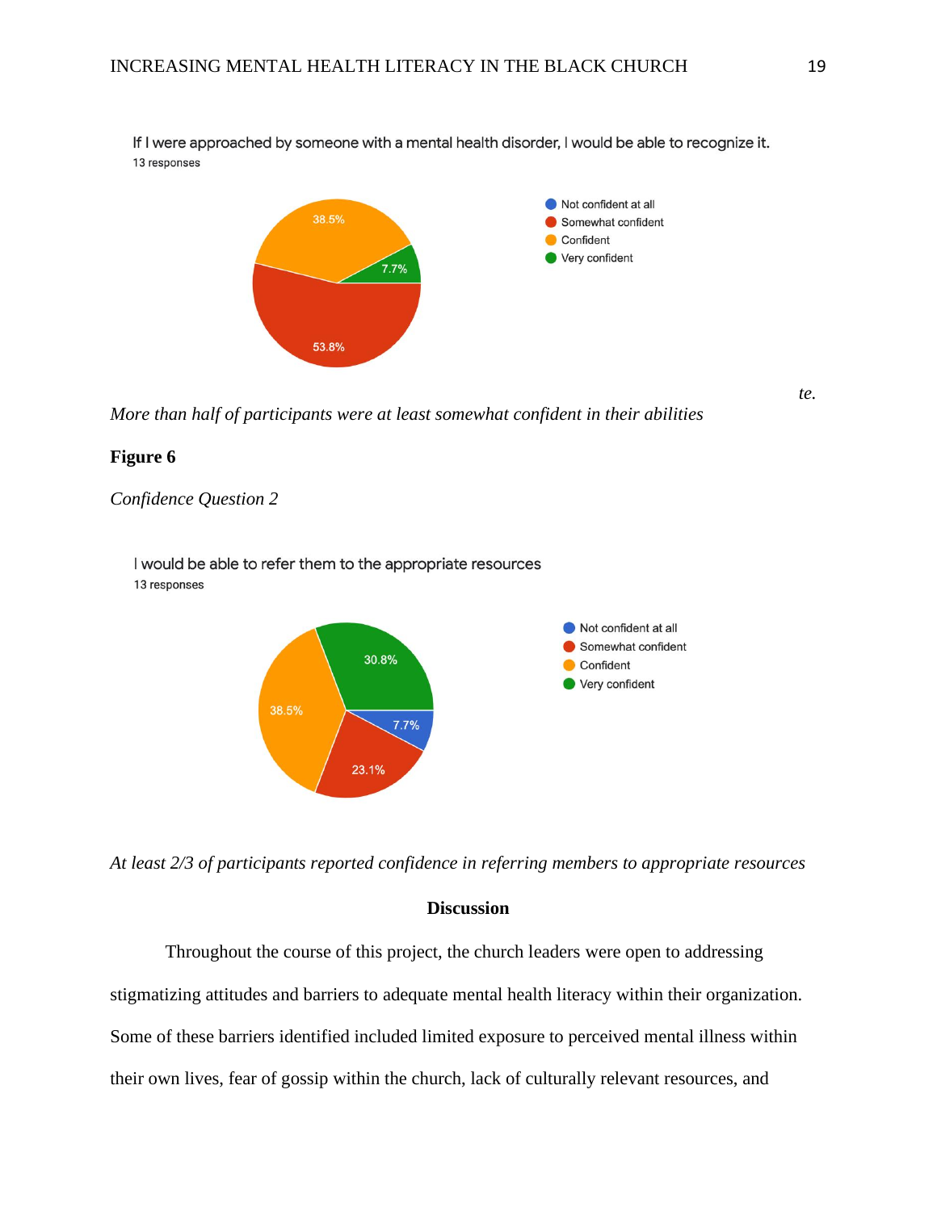*te.*

*More than half of participants were at least somewhat confident in their abilities*

**Figure 6**

*Confidence Question 2*

*At least 2/3 of participants reported confidence in referring members to appropriate resources*

## Discussion

Throughout the course of this project, the church leaders were open to addressing stigmatizing attitudes and barriers to adequate mental health literacy within their organization. Some of these barriers identified included limited exposure to perceived mental illness within their own lives, fear of gossip within the church, lack of culturally relevant resources, and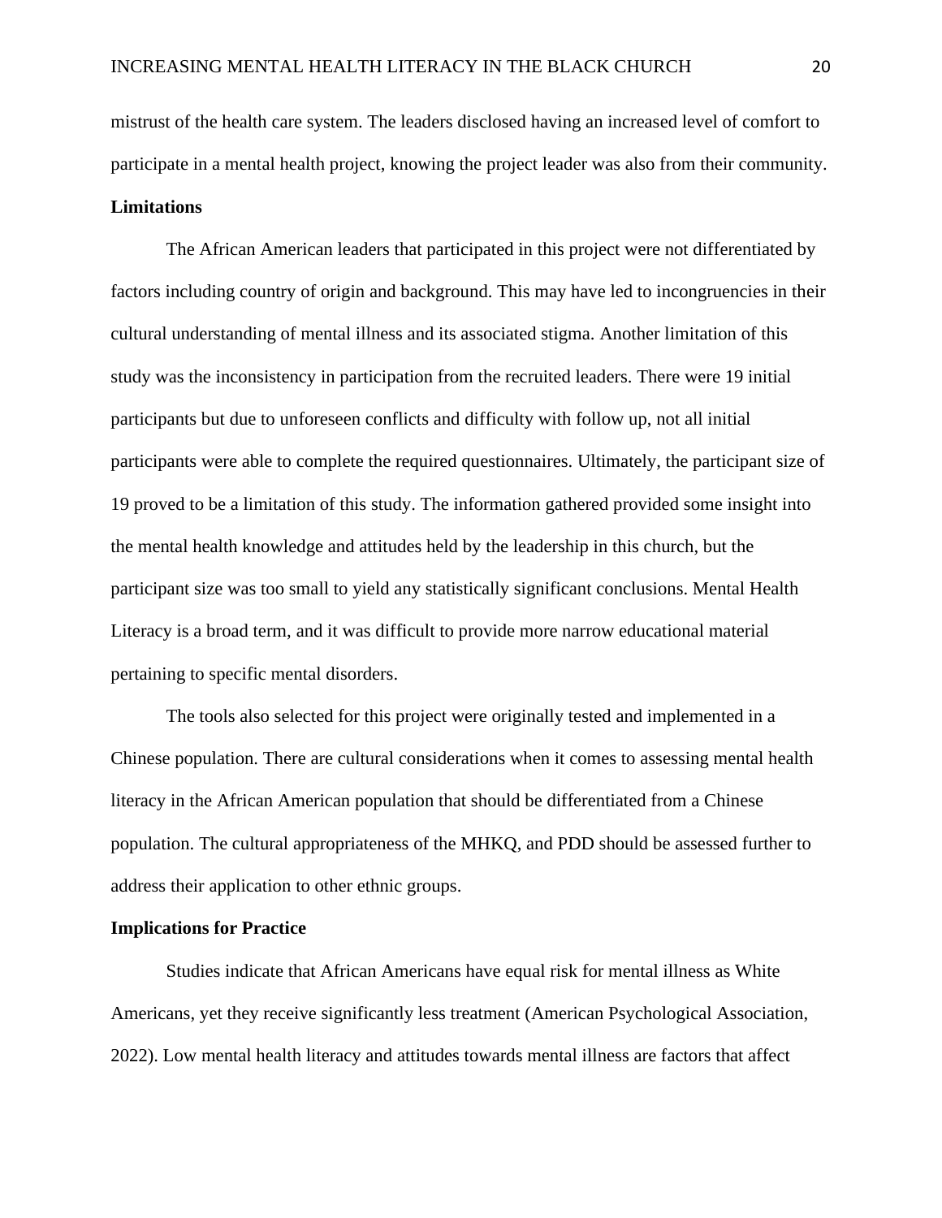mistrust of the health care system. The leaders disclosed having an increased level of comfort to participate in a mental health project, knowing the project leader was also from their community.

**Limitations**

The African American leaders that participated in this project were not differentiated by factors including country of origin and background. This may have led to incongruencies in their cultural understanding of mental illness and its associated stigma. Another limitation of this study was the inconsistency in participation from the recruited leaders. There were 19 initial participants but due to unforeseen conflicts and difficulty with follow up, not all initial participants were able to complete the required questionnaires. Ultimately, the participant size of 19 proved to be a limitation of this study. The information gathered provided some insight into the mental health knowledge and attitudes held by the leadership in this church, but the participant size was too small to yield any statistically significant conclusions. Mental Health Literacy is a broad term, and it was difficult to provide more narrow educational material pertaining to specific mental disorders.

The tools also selected for this project were originally tested and implemented in a Chinese population. There are cultural considerations when it comes to assessing mental health literacy in the African American population that should be differentiated from a Chinese population. The cultural appropriateness of the MHKQ, and PDD should be assessed further to address their application to other ethnic groups.

**Implications for Practice**

Studies indicate that African Americans have equal risk for mental illness as White Americans, yet they receive significantly less treatment (American Psychological Association, 2022). Low mental health literacy and attitudes towards mental illness are factors that affect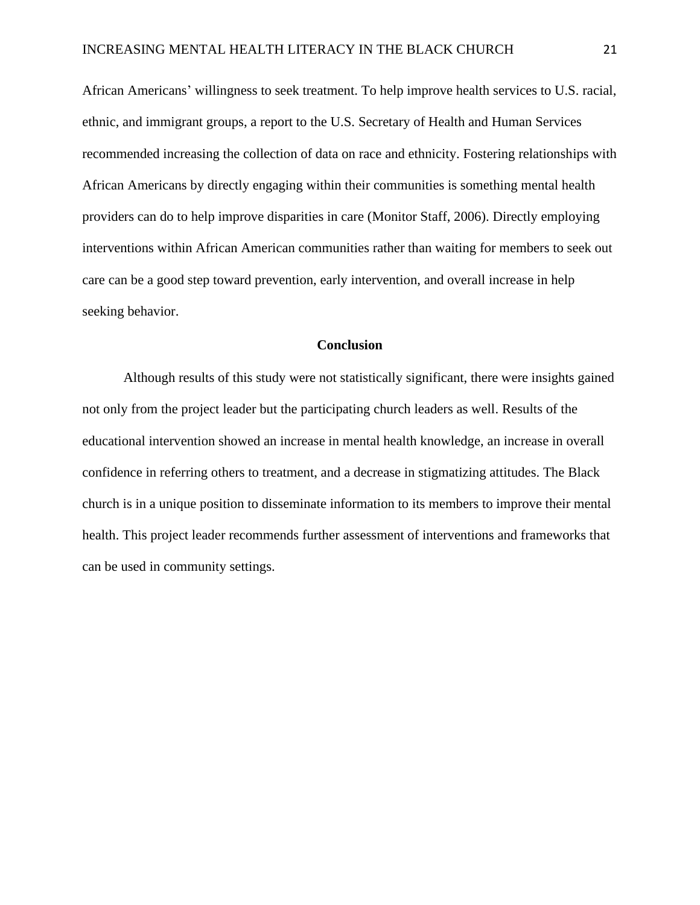African Americans' willingness to seek treatment. To help improve health services to U.S. racial, ethnic, and immigrant groups, a report to the U.S. Secretary of Health and Human Services recommended increasing the collection of data on race and ethnicity. Fostering relationships with African Americans by directly engaging within their communities is something mental health providers can do to help improve disparities in care (Monitor Staff, 2006). Directly employing interventions within African American communities rather than waiting for members to seek out care can be a good step toward prevention, early intervention, and overall increase in help seeking behavior.

## Conclusion

Although results of this study were not statistically significant, there were insights gained not only from the project leader but the participating church leaders as well. Results of the educational intervention showed an increase in mental health knowledge, an increase in overall confidence in referring others to treatment, and a decrease in stigmatizing attitudes. The Black church is in a unique position to disseminate information to its members to improve their mental health. This project leader recommends further assessment of interventions and frameworks that can be used in community settings.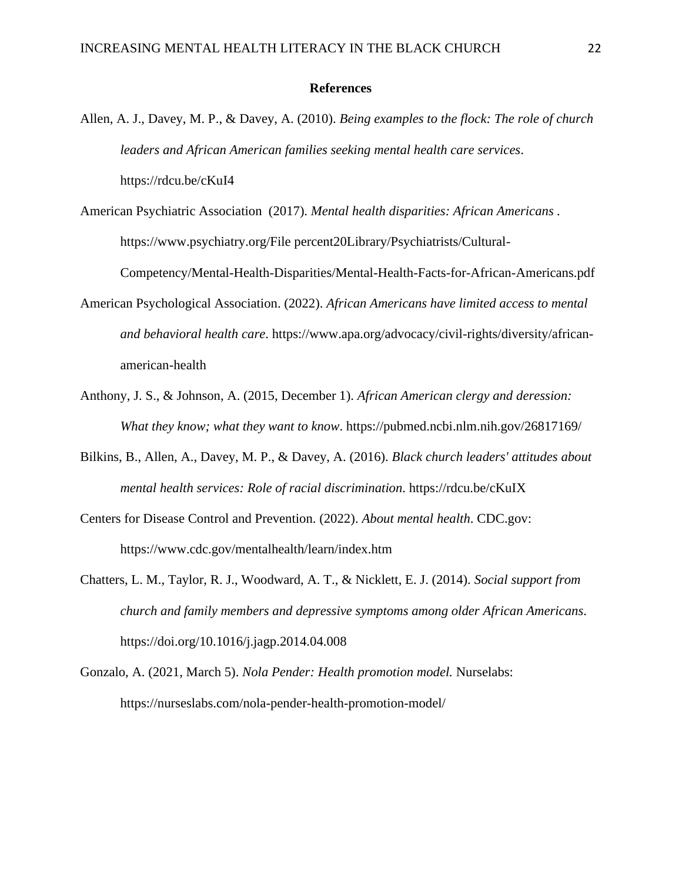**References**

Allen, A. J., Davey, M. P., & Davey, A. (2010). *Being examples to the flock: The role of church leaders and African American families seeking mental health care services*. https://rdcu.be/cKuI4

American Psychiatric Association  (2017). *Mental health disparities: African Americans* . https://www.psychiatry.org/File percent20Library/Psychiatrists/Cultural-Competency/Mental-Health-Disparities/Mental-Health-Facts-for-African-Americans.pdf

American Psychological Association. (2022). *African Americans have limited access to mental and behavioral health care*. https://www.apa.org/advocacy/civil-rights/diversity/african-american-health

Anthony, J. S., & Johnson, A. (2015, December 1). *African American clergy and deression: What they know; what they want to know*. https://pubmed.ncbi.nlm.nih.gov/26817169/

Bilkins, B., Allen, A., Davey, M. P., & Davey, A. (2016). *Black church leaders' attitudes about mental health services: Role of racial discrimination*. https://rdcu.be/cKuIX

Centers for Disease Control and Prevention. (2022). *About mental health*. CDC.gov: https://www.cdc.gov/mentalhealth/learn/index.htm

Chatters, L. M., Taylor, R. J., Woodward, A. T., & Nicklett, E. J. (2014). *Social support from church and family members and depressive symptoms among older African Americans*. https://doi.org/10.1016/j.jagp.2014.04.008

Gonzalo, A. (2021, March 5). *Nola Pender: Health promotion model.* Nurselabs: https://nurseslabs.com/nola-pender-health-promotion-model/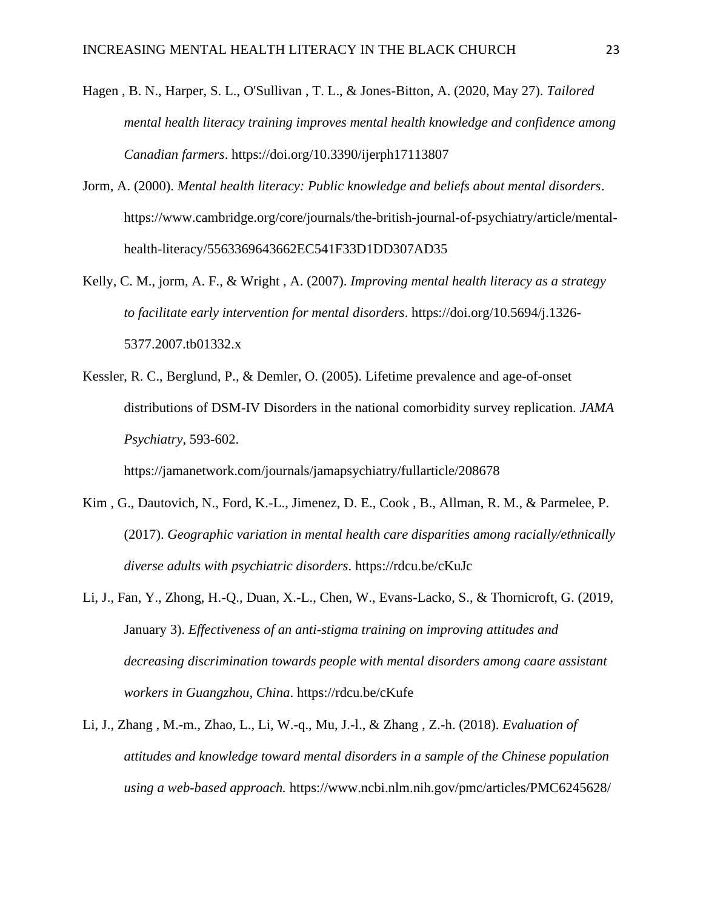Hagen , B. N., Harper, S. L., O'Sullivan , T. L., & Jones-Bitton, A. (2020, May 27). *Tailored mental health literacy training improves mental health knowledge and confidence among Canadian farmers*. https://doi.org/10.3390/ijerph17113807

Jorm, A. (2000). *Mental health literacy: Public knowledge and beliefs about mental disorders*. https://www.cambridge.org/core/journals/the-british-journal-of-psychiatry/article/mental-health-literacy/5563369643662EC541F33D1DD307AD35

Kelly, C. M., jorm, A. F., & Wright , A. (2007). *Improving mental health literacy as a strategy to facilitate early intervention for mental disorders*. https://doi.org/10.5694/j.1326-5377.2007.tb01332.x

Kessler, R. C., Berglund, P., & Demler, O. (2005). Lifetime prevalence and age-of-onset distributions of DSM-IV Disorders in the national comorbidity survey replication. *JAMA Psychiatry*, 593-602. https://jamanetwork.com/journals/jamapsychiatry/fullarticle/208678

Kim , G., Dautovich, N., Ford, K.-L., Jimenez, D. E., Cook , B., Allman, R. M., & Parmelee, P. (2017). *Geographic variation in mental health care disparities among racially/ethnically diverse adults with psychiatric disorders*. https://rdcu.be/cKuJc

Li, J., Fan, Y., Zhong, H.-Q., Duan, X.-L., Chen, W., Evans-Lacko, S., & Thornicroft, G. (2019, January 3). *Effectiveness of an anti-stigma training on improving attitudes and decreasing discrimination towards people with mental disorders among caare assistant workers in Guangzhou, China*. https://rdcu.be/cKufe

Li, J., Zhang , M.-m., Zhao, L., Li, W.-q., Mu, J.-l., & Zhang , Z.-h. (2018). *Evaluation of attitudes and knowledge toward mental disorders in a sample of the Chinese population using a web-based approach.* https://www.ncbi.nlm.nih.gov/pmc/articles/PMC6245628/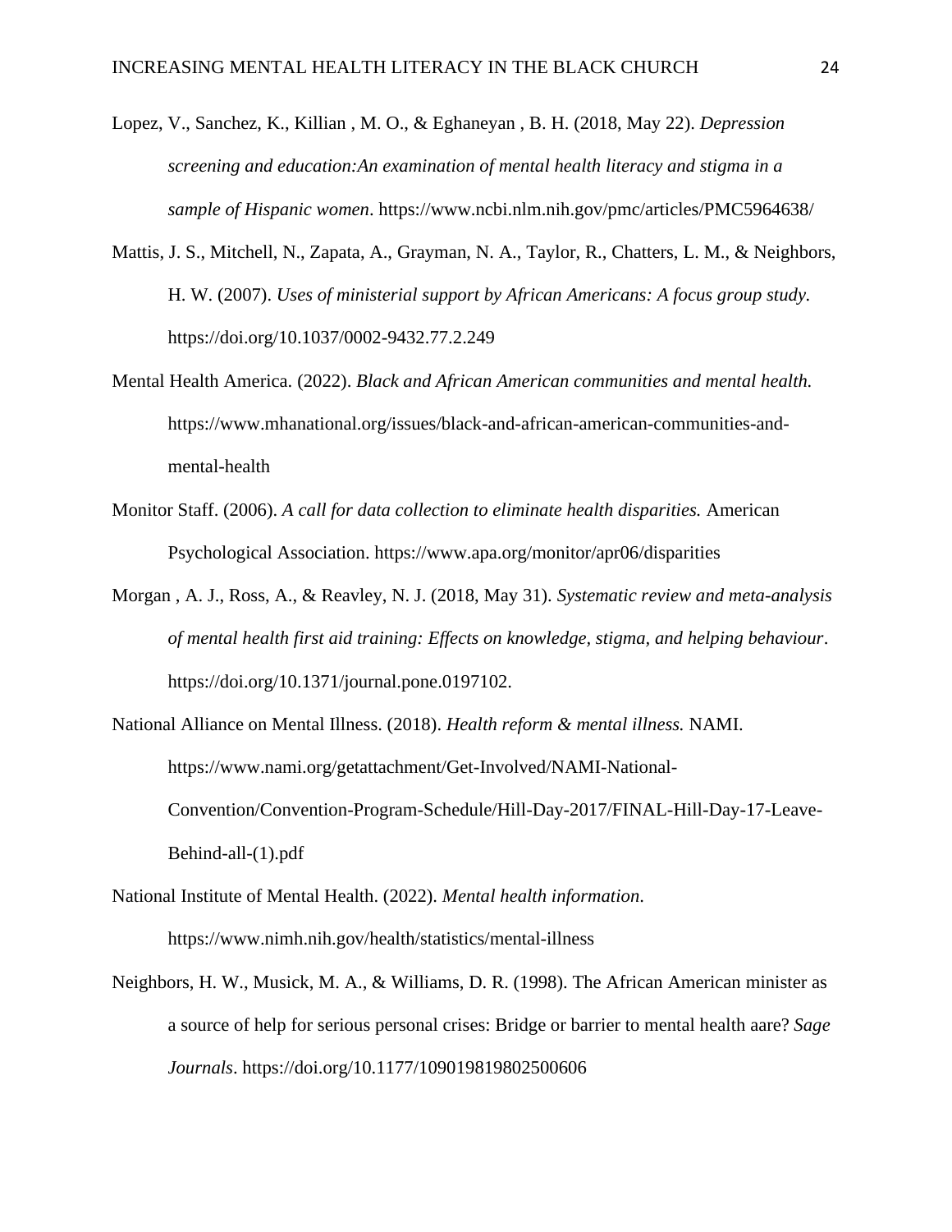Lopez, V., Sanchez, K., Killian , M. O., & Eghaneyan , B. H. (2018, May 22). *Depression screening and education:An examination of mental health literacy and stigma in a sample of Hispanic women*. https://www.ncbi.nlm.nih.gov/pmc/articles/PMC5964638/

Mattis, J. S., Mitchell, N., Zapata, A., Grayman, N. A., Taylor, R., Chatters, L. M., & Neighbors, H. W. (2007). *Uses of ministerial support by African Americans: A focus group study.* https://doi.org/10.1037/0002-9432.77.2.249

Mental Health America. (2022). *Black and African American communities and mental health.* https://www.mhanational.org/issues/black-and-african-american-communities-and-mental-health

Monitor Staff. (2006). *A call for data collection to eliminate health disparities.* American Psychological Association. https://www.apa.org/monitor/apr06/disparities

Morgan , A. J., Ross, A., & Reavley, N. J. (2018, May 31). *Systematic review and meta-analysis of mental health first aid training: Effects on knowledge, stigma, and helping behaviour*. https://doi.org/10.1371/journal.pone.0197102.

National Alliance on Mental Illness. (2018). *Health reform & mental illness.* NAMI. https://www.nami.org/getattachment/Get-Involved/NAMI-National-Convention/Convention-Program-Schedule/Hill-Day-2017/FINAL-Hill-Day-17-Leave-Behind-all-(1).pdf

National Institute of Mental Health. (2022). *Mental health information*. https://www.nimh.nih.gov/health/statistics/mental-illness

Neighbors, H. W., Musick, M. A., & Williams, D. R. (1998). The African American minister as a source of help for serious personal crises: Bridge or barrier to mental health aare? *Sage Journals*. https://doi.org/10.1177/109019819802500606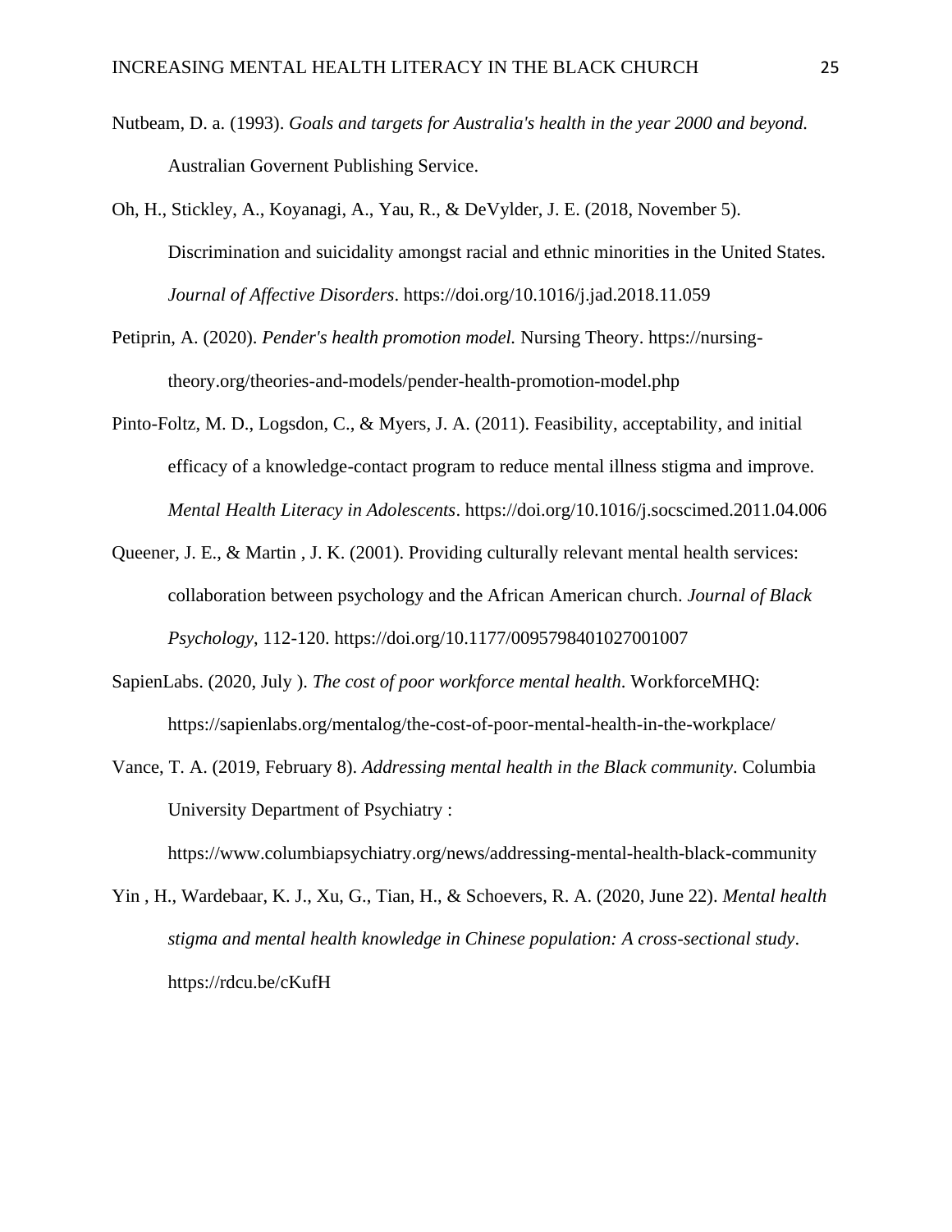Nutbeam, D. a. (1993). *Goals and targets for Australia's health in the year 2000 and beyond.* Australian Governent Publishing Service.

Oh, H., Stickley, A., Koyanagi, A., Yau, R., & DeVylder, J. E. (2018, November 5). Discrimination and suicidality amongst racial and ethnic minorities in the United States. *Journal of Affective Disorders*. https://doi.org/10.1016/j.jad.2018.11.059

Petiprin, A. (2020). *Pender's health promotion model.* Nursing Theory. https://nursing-theory.org/theories-and-models/pender-health-promotion-model.php

Pinto-Foltz, M. D., Logsdon, C., & Myers, J. A. (2011). Feasibility, acceptability, and initial efficacy of a knowledge-contact program to reduce mental illness stigma and improve. *Mental Health Literacy in Adolescents*. https://doi.org/10.1016/j.socscimed.2011.04.006

Queener, J. E., & Martin , J. K. (2001). Providing culturally relevant mental health services: collaboration between psychology and the African American church. *Journal of Black Psychology*, 112-120. https://doi.org/10.1177/0095798401027001007

SapienLabs. (2020, July ). *The cost of poor workforce mental health*. WorkforceMHQ: https://sapienlabs.org/mentalog/the-cost-of-poor-mental-health-in-the-workplace/

Vance, T. A. (2019, February 8). *Addressing mental health in the Black community*. Columbia University Department of Psychiatry : https://www.columbiapsychiatry.org/news/addressing-mental-health-black-community

Yin , H., Wardebaar, K. J., Xu, G., Tian, H., & Schoevers, R. A. (2020, June 22). *Mental health stigma and mental health knowledge in Chinese population: A cross-sectional study*. https://rdcu.be/cKufH